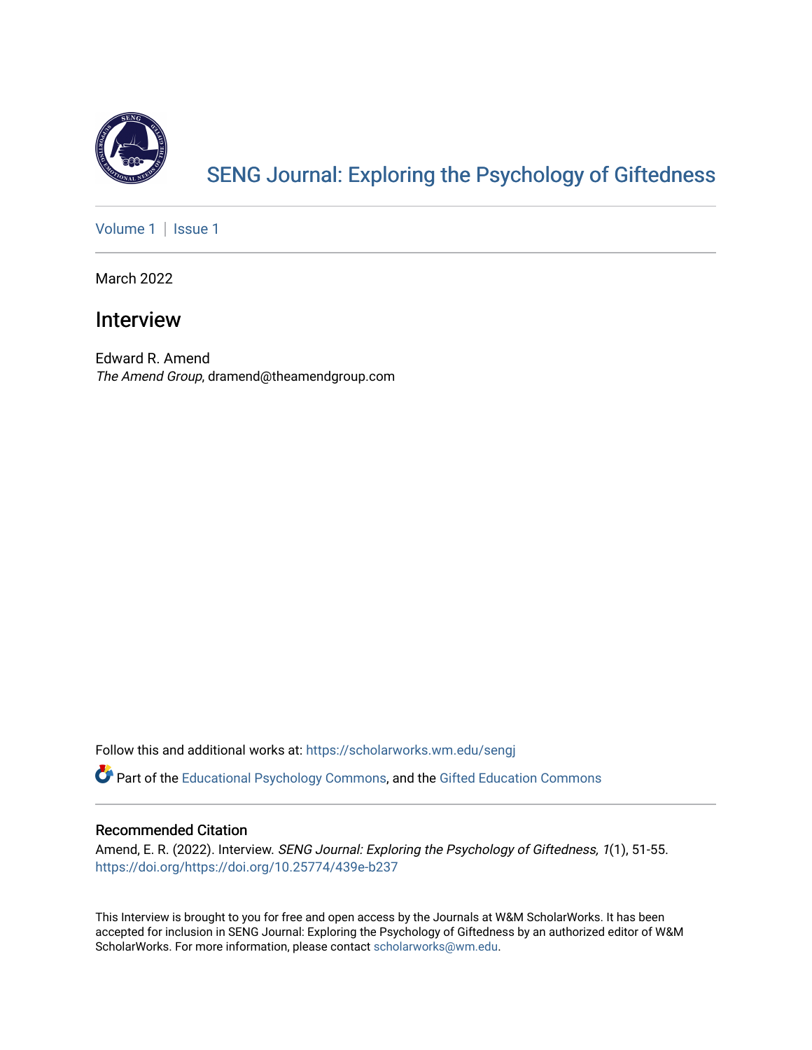# SENG Journal: Exploring the Psychology of Giftedness

Volume 1 | Issue 1

March 2022

## Interview

Edward R. Amend
*The Amend Group*, dramend@theamendgroup.com

Follow this and additional works at: https://scholarworks.wm.edu/sengj

Part of the Educational Psychology Commons, and the Gifted Education Commons

### Recommended Citation

Amend, E. R. (2022). Interview. *SENG Journal: Exploring the Psychology of Giftedness, 1*(1), 51-55. https://doi.org/https://doi.org/10.25774/439e-b237

This Interview is brought to you for free and open access by the Journals at W&M ScholarWorks. It has been accepted for inclusion in SENG Journal: Exploring the Psychology of Giftedness by an authorized editor of W&M ScholarWorks. For more information, please contact scholarworks@wm.edu.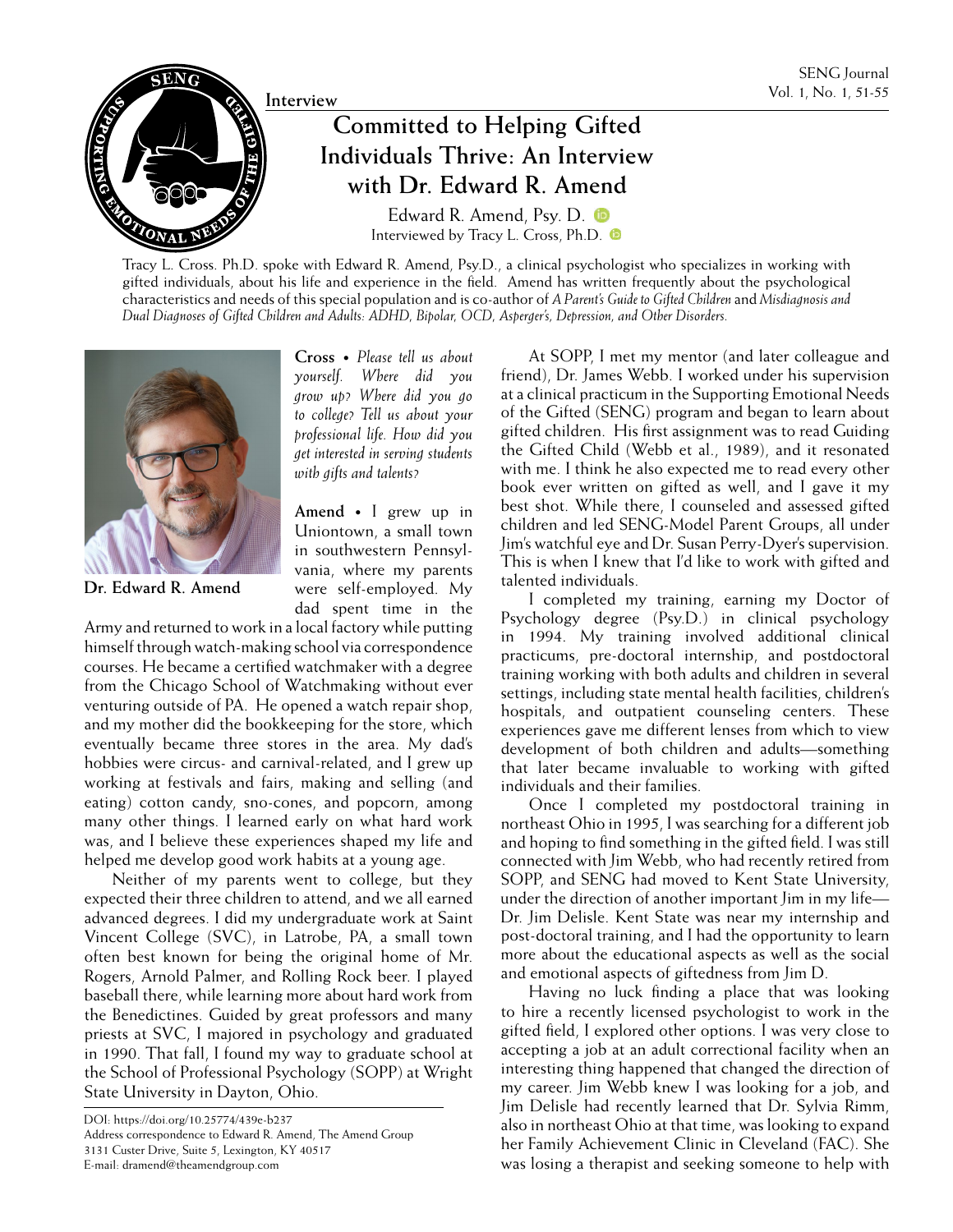Interview

# Committed to Helping Gifted Individuals Thrive: An Interview with Dr. Edward R. Amend

Edward R. Amend, Psy. D.
Interviewed by Tracy L. Cross, Ph.D.

Tracy L. Cross. Ph.D. spoke with Edward R. Amend, Psy.D., a clinical psychologist who specializes in working with gifted individuals, about his life and experience in the field. Amend has written frequently about the psychological characteristics and needs of this special population and is co-author of *A Parent's Guide to Gifted Children* and *Misdiagnosis and Dual Diagnoses of Gifted Children and Adults: ADHD, Bipolar, OCD, Asperger's, Depression, and Other Disorders.*

Dr. Edward R. Amend

**Cross** • *Please tell us about yourself. Where did you grow up? Where did you go to college? Tell us about your professional life. How did you get interested in serving students with gifts and talents?*

**Amend** • I grew up in Uniontown, a small town in southwestern Pennsylvania, where my parents were self-employed. My dad spent time in the Army and returned to work in a local factory while putting himself through watch-making school via correspondence courses. He became a certified watchmaker with a degree from the Chicago School of Watchmaking without ever venturing outside of PA. He opened a watch repair shop, and my mother did the bookkeeping for the store, which eventually became three stores in the area. My dad's hobbies were circus- and carnival-related, and I grew up working at festivals and fairs, making and selling (and eating) cotton candy, sno-cones, and popcorn, among many other things. I learned early on what hard work was, and I believe these experiences shaped my life and helped me develop good work habits at a young age.

Neither of my parents went to college, but they expected their three children to attend, and we all earned advanced degrees. I did my undergraduate work at Saint Vincent College (SVC), in Latrobe, PA, a small town often best known for being the original home of Mr. Rogers, Arnold Palmer, and Rolling Rock beer. I played baseball there, while learning more about hard work from the Benedictines. Guided by great professors and many priests at SVC, I majored in psychology and graduated in 1990. That fall, I found my way to graduate school at the School of Professional Psychology (SOPP) at Wright State University in Dayton, Ohio.

At SOPP, I met my mentor (and later colleague and friend), Dr. James Webb. I worked under his supervision at a clinical practicum in the Supporting Emotional Needs of the Gifted (SENG) program and began to learn about gifted children. His first assignment was to read Guiding the Gifted Child (Webb et al., 1989), and it resonated with me. I think he also expected me to read every other book ever written on gifted as well, and I gave it my best shot. While there, I counseled and assessed gifted children and led SENG-Model Parent Groups, all under Jim's watchful eye and Dr. Susan Perry-Dyer's supervision. This is when I knew that I'd like to work with gifted and talented individuals.

I completed my training, earning my Doctor of Psychology degree (Psy.D.) in clinical psychology in 1994. My training involved additional clinical practicums, pre-doctoral internship, and postdoctoral training working with both adults and children in several settings, including state mental health facilities, children's hospitals, and outpatient counseling centers. These experiences gave me different lenses from which to view development of both children and adults—something that later became invaluable to working with gifted individuals and their families.

Once I completed my postdoctoral training in northeast Ohio in 1995, I was searching for a different job and hoping to find something in the gifted field. I was still connected with Jim Webb, who had recently retired from SOPP, and SENG had moved to Kent State University, under the direction of another important Jim in my life—Dr. Jim Delisle. Kent State was near my internship and post-doctoral training, and I had the opportunity to learn more about the educational aspects as well as the social and emotional aspects of giftedness from Jim D.

Having no luck finding a place that was looking to hire a recently licensed psychologist to work in the gifted field, I explored other options. I was very close to accepting a job at an adult correctional facility when an interesting thing happened that changed the direction of my career. Jim Webb knew I was looking for a job, and Jim Delisle had recently learned that Dr. Sylvia Rimm, also in northeast Ohio at that time, was looking to expand her Family Achievement Clinic in Cleveland (FAC). She was losing a therapist and seeking someone to help with

DOI: https://doi.org/10.25774/439e-b237
Address correspondence to Edward R. Amend, The Amend Group
3131 Custer Drive, Suite 5, Lexington, KY 40517
E-mail: dramend@theamendgroup.com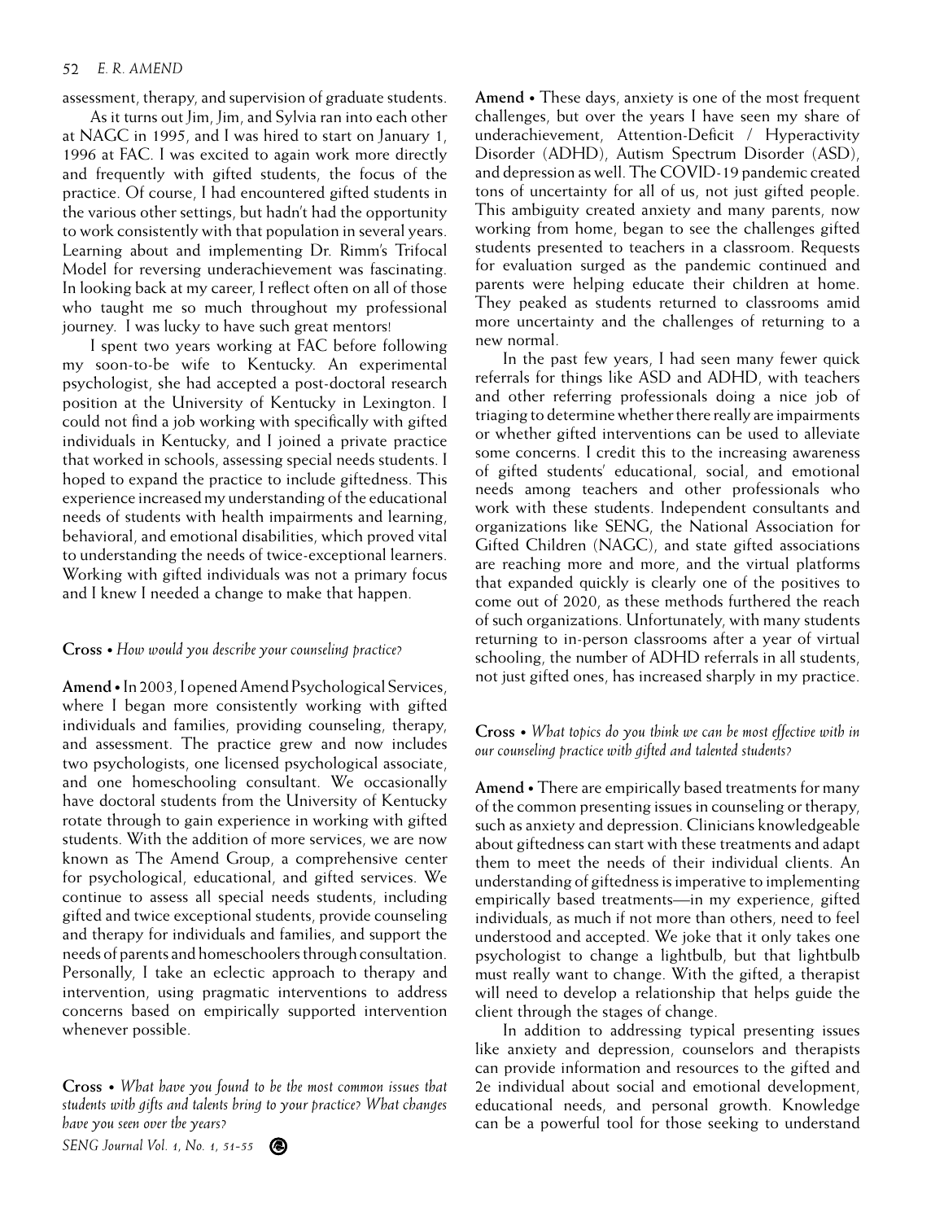assessment, therapy, and supervision of graduate students.

As it turns out Jim, Jim, and Sylvia ran into each other at NAGC in 1995, and I was hired to start on January 1, 1996 at FAC. I was excited to again work more directly and frequently with gifted students, the focus of the practice. Of course, I had encountered gifted students in the various other settings, but hadn't had the opportunity to work consistently with that population in several years. Learning about and implementing Dr. Rimm's Trifocal Model for reversing underachievement was fascinating. In looking back at my career, I reflect often on all of those who taught me so much throughout my professional journey. I was lucky to have such great mentors!

I spent two years working at FAC before following my soon-to-be wife to Kentucky. An experimental psychologist, she had accepted a post-doctoral research position at the University of Kentucky in Lexington. I could not find a job working with specifically with gifted individuals in Kentucky, and I joined a private practice that worked in schools, assessing special needs students. I hoped to expand the practice to include giftedness. This experience increased my understanding of the educational needs of students with health impairments and learning, behavioral, and emotional disabilities, which proved vital to understanding the needs of twice-exceptional learners. Working with gifted individuals was not a primary focus and I knew I needed a change to make that happen.

**Cross** • *How would you describe your counseling practice?*

**Amend** • In 2003, I opened Amend Psychological Services, where I began more consistently working with gifted individuals and families, providing counseling, therapy, and assessment. The practice grew and now includes two psychologists, one licensed psychological associate, and one homeschooling consultant. We occasionally have doctoral students from the University of Kentucky rotate through to gain experience in working with gifted students. With the addition of more services, we are now known as The Amend Group, a comprehensive center for psychological, educational, and gifted services. We continue to assess all special needs students, including gifted and twice exceptional students, provide counseling and therapy for individuals and families, and support the needs of parents and homeschoolers through consultation. Personally, I take an eclectic approach to therapy and intervention, using pragmatic interventions to address concerns based on empirically supported intervention whenever possible.

**Cross** • *What have you found to be the most common issues that students with gifts and talents bring to your practice? What changes have you seen over the years?*

**Amend** • These days, anxiety is one of the most frequent challenges, but over the years I have seen my share of underachievement, Attention-Deficit / Hyperactivity Disorder (ADHD), Autism Spectrum Disorder (ASD), and depression as well. The COVID-19 pandemic created tons of uncertainty for all of us, not just gifted people. This ambiguity created anxiety and many parents, now working from home, began to see the challenges gifted students presented to teachers in a classroom. Requests for evaluation surged as the pandemic continued and parents were helping educate their children at home. They peaked as students returned to classrooms amid more uncertainty and the challenges of returning to a new normal.

In the past few years, I had seen many fewer quick referrals for things like ASD and ADHD, with teachers and other referring professionals doing a nice job of triaging to determine whether there really are impairments or whether gifted interventions can be used to alleviate some concerns. I credit this to the increasing awareness of gifted students' educational, social, and emotional needs among teachers and other professionals who work with these students. Independent consultants and organizations like SENG, the National Association for Gifted Children (NAGC), and state gifted associations are reaching more and more, and the virtual platforms that expanded quickly is clearly one of the positives to come out of 2020, as these methods furthered the reach of such organizations. Unfortunately, with many students returning to in-person classrooms after a year of virtual schooling, the number of ADHD referrals in all students, not just gifted ones, has increased sharply in my practice.

**Cross** • *What topics do you think we can be most effective with in our counseling practice with gifted and talented students?*

**Amend** • There are empirically based treatments for many of the common presenting issues in counseling or therapy, such as anxiety and depression. Clinicians knowledgeable about giftedness can start with these treatments and adapt them to meet the needs of their individual clients. An understanding of giftedness is imperative to implementing empirically based treatments—in my experience, gifted individuals, as much if not more than others, need to feel understood and accepted. We joke that it only takes one psychologist to change a lightbulb, but that lightbulb must really want to change. With the gifted, a therapist will need to develop a relationship that helps guide the client through the stages of change.

In addition to addressing typical presenting issues like anxiety and depression, counselors and therapists can provide information and resources to the gifted and 2e individual about social and emotional development, educational needs, and personal growth. Knowledge can be a powerful tool for those seeking to understand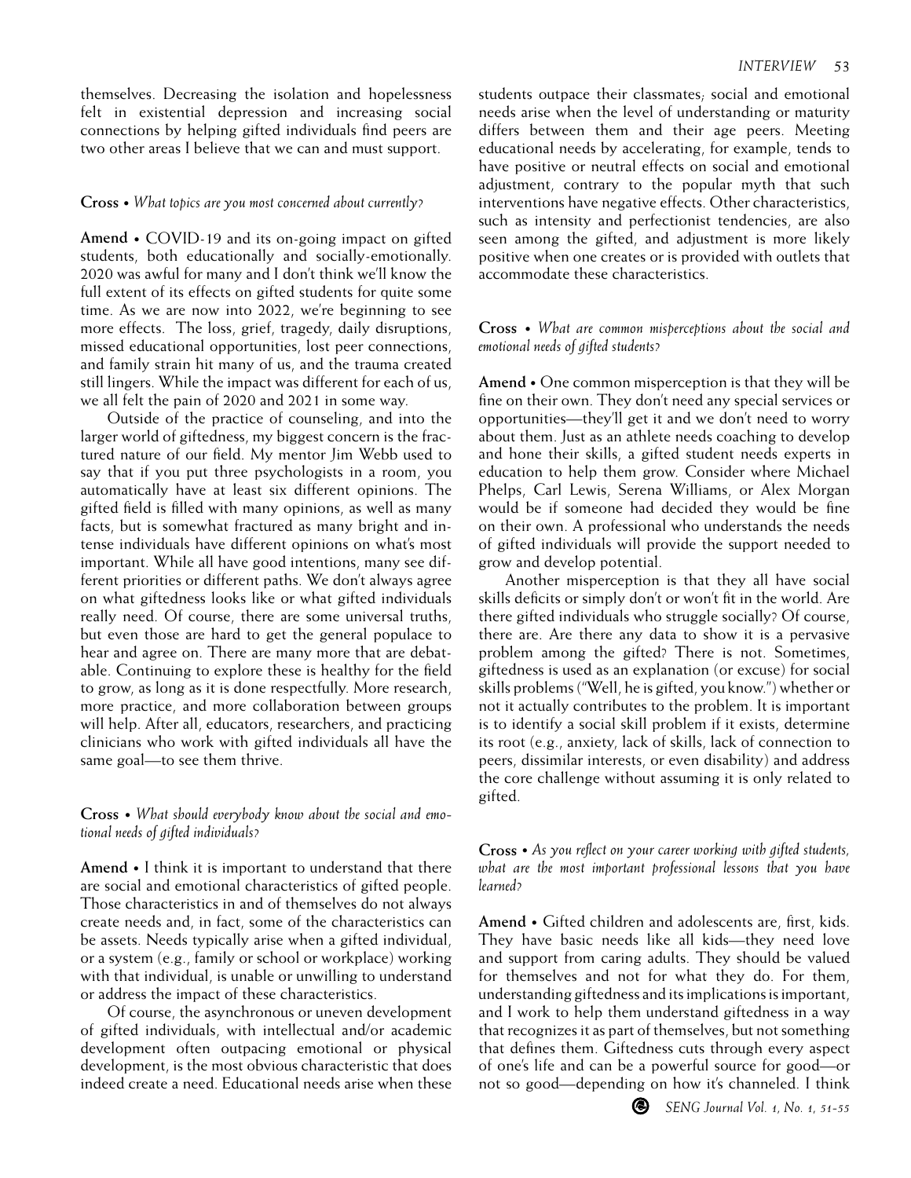themselves. Decreasing the isolation and hopelessness felt in existential depression and increasing social connections by helping gifted individuals find peers are two other areas I believe that we can and must support.

**Cross** • *What topics are you most concerned about currently?*

**Amend** • COVID-19 and its on-going impact on gifted students, both educationally and socially-emotionally. 2020 was awful for many and I don't think we'll know the full extent of its effects on gifted students for quite some time. As we are now into 2022, we're beginning to see more effects. The loss, grief, tragedy, daily disruptions, missed educational opportunities, lost peer connections, and family strain hit many of us, and the trauma created still lingers. While the impact was different for each of us, we all felt the pain of 2020 and 2021 in some way.

Outside of the practice of counseling, and into the larger world of giftedness, my biggest concern is the fractured nature of our field. My mentor Jim Webb used to say that if you put three psychologists in a room, you automatically have at least six different opinions. The gifted field is filled with many opinions, as well as many facts, but is somewhat fractured as many bright and intense individuals have different opinions on what's most important. While all have good intentions, many see different priorities or different paths. We don't always agree on what giftedness looks like or what gifted individuals really need. Of course, there are some universal truths, but even those are hard to get the general populace to hear and agree on. There are many more that are debatable. Continuing to explore these is healthy for the field to grow, as long as it is done respectfully. More research, more practice, and more collaboration between groups will help. After all, educators, researchers, and practicing clinicians who work with gifted individuals all have the same goal—to see them thrive.

**Cross** • *What should everybody know about the social and emotional needs of gifted individuals?*

**Amend** • I think it is important to understand that there are social and emotional characteristics of gifted people. Those characteristics in and of themselves do not always create needs and, in fact, some of the characteristics can be assets. Needs typically arise when a gifted individual, or a system (e.g., family or school or workplace) working with that individual, is unable or unwilling to understand or address the impact of these characteristics.

Of course, the asynchronous or uneven development of gifted individuals, with intellectual and/or academic development often outpacing emotional or physical development, is the most obvious characteristic that does indeed create a need. Educational needs arise when these students outpace their classmates; social and emotional needs arise when the level of understanding or maturity differs between them and their age peers. Meeting educational needs by accelerating, for example, tends to have positive or neutral effects on social and emotional adjustment, contrary to the popular myth that such interventions have negative effects. Other characteristics, such as intensity and perfectionist tendencies, are also seen among the gifted, and adjustment is more likely positive when one creates or is provided with outlets that accommodate these characteristics.

**Cross** • *What are common misperceptions about the social and emotional needs of gifted students?*

**Amend** • One common misperception is that they will be fine on their own. They don't need any special services or opportunities—they'll get it and we don't need to worry about them. Just as an athlete needs coaching to develop and hone their skills, a gifted student needs experts in education to help them grow. Consider where Michael Phelps, Carl Lewis, Serena Williams, or Alex Morgan would be if someone had decided they would be fine on their own. A professional who understands the needs of gifted individuals will provide the support needed to grow and develop potential.

Another misperception is that they all have social skills deficits or simply don't or won't fit in the world. Are there gifted individuals who struggle socially? Of course, there are. Are there any data to show it is a pervasive problem among the gifted? There is not. Sometimes, giftedness is used as an explanation (or excuse) for social skills problems ("Well, he is gifted, you know.") whether or not it actually contributes to the problem. It is important is to identify a social skill problem if it exists, determine its root (e.g., anxiety, lack of skills, lack of connection to peers, dissimilar interests, or even disability) and address the core challenge without assuming it is only related to gifted.

**Cross** • *As you reflect on your career working with gifted students, what are the most important professional lessons that you have learned?*

**Amend** • Gifted children and adolescents are, first, kids. They have basic needs like all kids—they need love and support from caring adults. They should be valued for themselves and not for what they do. For them, understanding giftedness and its implications is important, and I work to help them understand giftedness in a way that recognizes it as part of themselves, but not something that defines them. Giftedness cuts through every aspect of one's life and can be a powerful source for good—or not so good—depending on how it's channeled. I think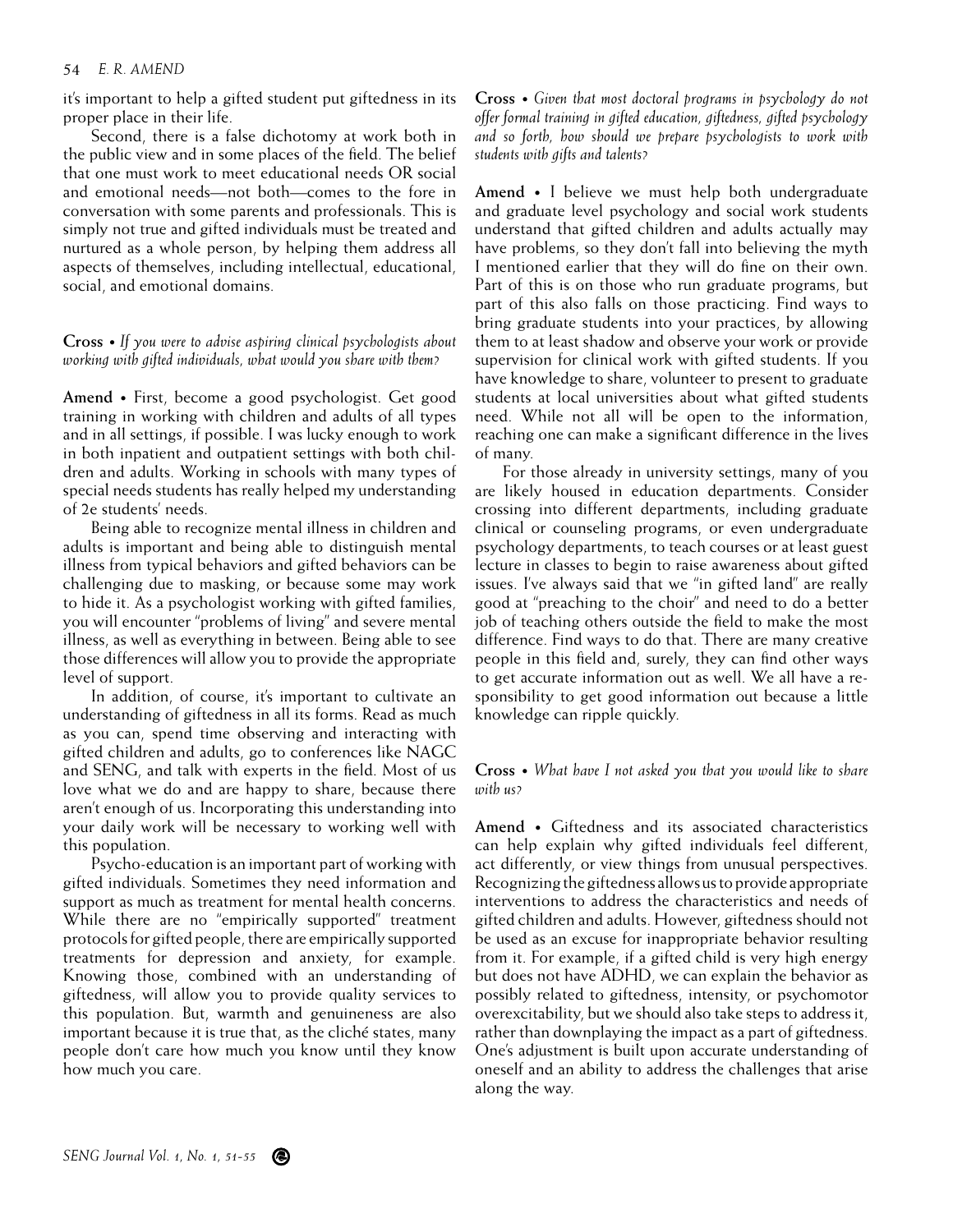it's important to help a gifted student put giftedness in its proper place in their life.

Second, there is a false dichotomy at work both in the public view and in some places of the field. The belief that one must work to meet educational needs OR social and emotional needs—not both—comes to the fore in conversation with some parents and professionals. This is simply not true and gifted individuals must be treated and nurtured as a whole person, by helping them address all aspects of themselves, including intellectual, educational, social, and emotional domains.

**Cross** • *If you were to advise aspiring clinical psychologists about working with gifted individuals, what would you share with them?*

**Amend** • First, become a good psychologist. Get good training in working with children and adults of all types and in all settings, if possible. I was lucky enough to work in both inpatient and outpatient settings with both children and adults. Working in schools with many types of special needs students has really helped my understanding of 2e students' needs.

Being able to recognize mental illness in children and adults is important and being able to distinguish mental illness from typical behaviors and gifted behaviors can be challenging due to masking, or because some may work to hide it. As a psychologist working with gifted families, you will encounter "problems of living" and severe mental illness, as well as everything in between. Being able to see those differences will allow you to provide the appropriate level of support.

In addition, of course, it's important to cultivate an understanding of giftedness in all its forms. Read as much as you can, spend time observing and interacting with gifted children and adults, go to conferences like NAGC and SENG, and talk with experts in the field. Most of us love what we do and are happy to share, because there aren't enough of us. Incorporating this understanding into your daily work will be necessary to working well with this population.

Psycho-education is an important part of working with gifted individuals. Sometimes they need information and support as much as treatment for mental health concerns. While there are no "empirically supported" treatment protocols for gifted people, there are empirically supported treatments for depression and anxiety, for example. Knowing those, combined with an understanding of giftedness, will allow you to provide quality services to this population. But, warmth and genuineness are also important because it is true that, as the cliché states, many people don't care how much you know until they know how much you care.

**Cross** • *Given that most doctoral programs in psychology do not offer formal training in gifted education, giftedness, gifted psychology and so forth, how should we prepare psychologists to work with students with gifts and talents?*

**Amend** • I believe we must help both undergraduate and graduate level psychology and social work students understand that gifted children and adults actually may have problems, so they don't fall into believing the myth I mentioned earlier that they will do fine on their own. Part of this is on those who run graduate programs, but part of this also falls on those practicing. Find ways to bring graduate students into your practices, by allowing them to at least shadow and observe your work or provide supervision for clinical work with gifted students. If you have knowledge to share, volunteer to present to graduate students at local universities about what gifted students need. While not all will be open to the information, reaching one can make a significant difference in the lives of many.

For those already in university settings, many of you are likely housed in education departments. Consider crossing into different departments, including graduate clinical or counseling programs, or even undergraduate psychology departments, to teach courses or at least guest lecture in classes to begin to raise awareness about gifted issues. I've always said that we "in gifted land" are really good at "preaching to the choir" and need to do a better job of teaching others outside the field to make the most difference. Find ways to do that. There are many creative people in this field and, surely, they can find other ways to get accurate information out as well. We all have a responsibility to get good information out because a little knowledge can ripple quickly.

**Cross** • *What have I not asked you that you would like to share with us?*

**Amend** • Giftedness and its associated characteristics can help explain why gifted individuals feel different, act differently, or view things from unusual perspectives. Recognizing the giftedness allows us to provide appropriate interventions to address the characteristics and needs of gifted children and adults. However, giftedness should not be used as an excuse for inappropriate behavior resulting from it. For example, if a gifted child is very high energy but does not have ADHD, we can explain the behavior as possibly related to giftedness, intensity, or psychomotor overexcitability, but we should also take steps to address it, rather than downplaying the impact as a part of giftedness. One's adjustment is built upon accurate understanding of oneself and an ability to address the challenges that arise along the way.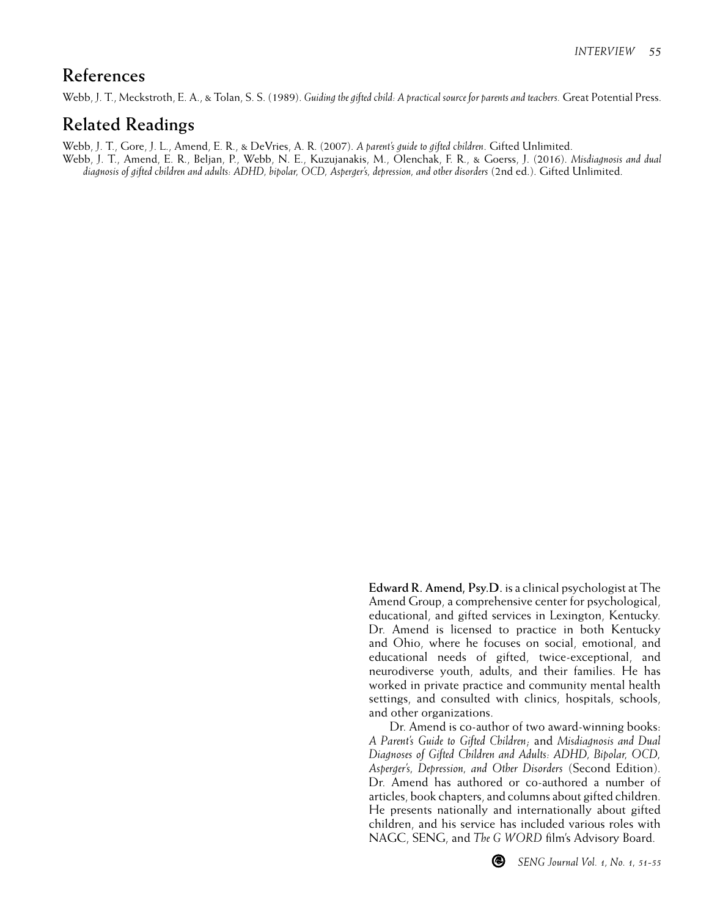## References

Webb, J. T., Meckstroth, E. A., & Tolan, S. S. (1989). *Guiding the gifted child: A practical source for parents and teachers.* Great Potential Press.

## Related Readings

Webb, J. T., Gore, J. L., Amend, E. R., & DeVries, A. R. (2007). *A parent's guide to gifted children*. Gifted Unlimited.

Webb, J. T., Amend, E. R., Beljan, P., Webb, N. E., Kuzujanakis, M., Olenchak, F. R., & Goerss, J. (2016). *Misdiagnosis and dual diagnosis of gifted children and adults: ADHD, bipolar, OCD, Asperger's, depression, and other disorders* (2nd ed.). Gifted Unlimited.

**Edward R. Amend, Psy.D.** is a clinical psychologist at The Amend Group, a comprehensive center for psychological, educational, and gifted services in Lexington, Kentucky. Dr. Amend is licensed to practice in both Kentucky and Ohio, where he focuses on social, emotional, and educational needs of gifted, twice-exceptional, and neurodiverse youth, adults, and their families. He has worked in private practice and community mental health settings, and consulted with clinics, hospitals, schools, and other organizations.

Dr. Amend is co-author of two award-winning books: *A Parent's Guide to Gifted Children*; and *Misdiagnosis and Dual Diagnoses of Gifted Children and Adults: ADHD, Bipolar, OCD, Asperger's, Depression, and Other Disorders* (Second Edition). Dr. Amend has authored or co-authored a number of articles, book chapters, and columns about gifted children. He presents nationally and internationally about gifted children, and his service has included various roles with NAGC, SENG, and *The G WORD* film's Advisory Board.